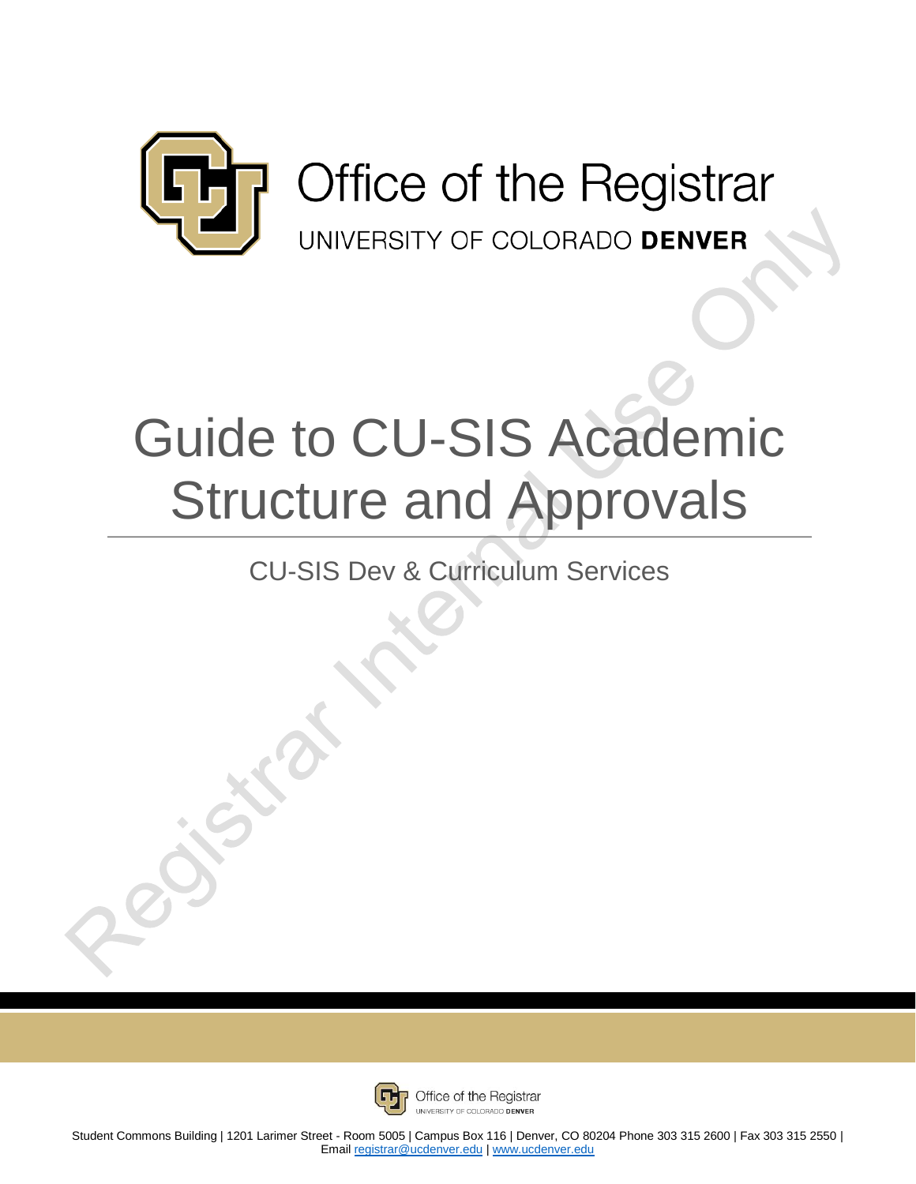Office of the Registrar

UNIVERSITY OF COLORADO **DENVER**

# Guide to CU-SIS Academic Structure and Approvals

CU-SIS Dev & Curriculum Services

Registrar Internal Use Only

Student Commons Building | 1201 Larimer Street - Room 5005 | Campus Box 116 | Denver, CO 80204 Phone 303 315 2600 | Fax 303 315 2550 | Email registrar@ucdenver.edu | www.ucdenver.edu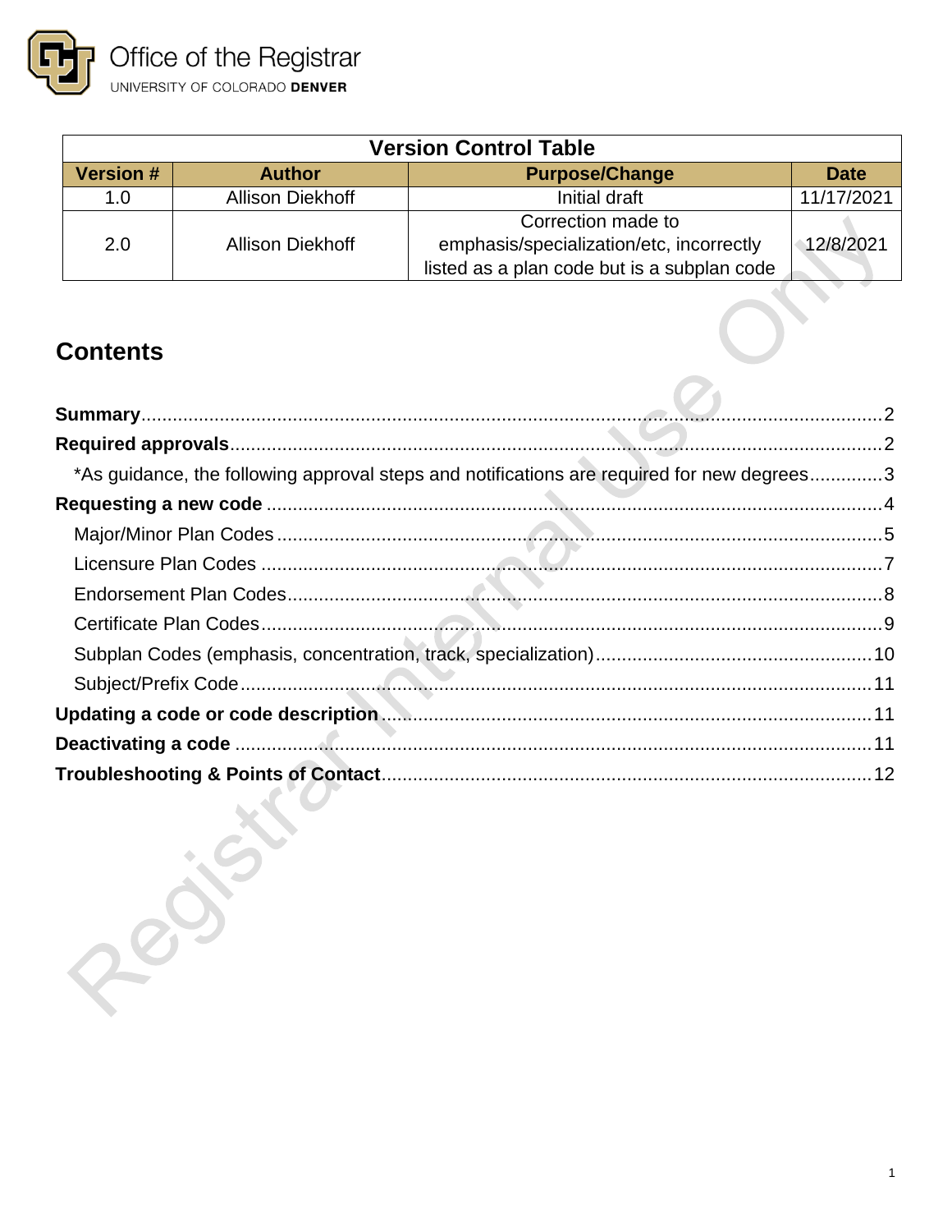Office of the Registrar
UNIVERSITY OF COLORADO **DENVER**

| Version Control Table | | | |
|---|---|---|---|
| **Version #** | **Author** | **Purpose/Change** | **Date** |
| 1.0 | Allison Diekhoff | Initial draft | 11/17/2021 |
| 2.0 | Allison Diekhoff | Correction made to emphasis/specialization/etc, incorrectly listed as a plan code but is a subplan code | 12/8/2021 |

## Contents

**Summary**....2
**Required approvals**....2
- *As guidance, the following approval steps and notifications are required for new degrees....3

**Requesting a new code**....4
- Major/Minor Plan Codes....5
- Licensure Plan Codes....7
- Endorsement Plan Codes....8
- Certificate Plan Codes....9
- Subplan Codes (emphasis, concentration, track, specialization)....10
- Subject/Prefix Code....11

**Updating a code or code description**....11
**Deactivating a code**....11
**Troubleshooting & Points of Contact**....12

Registrar Internal Use Only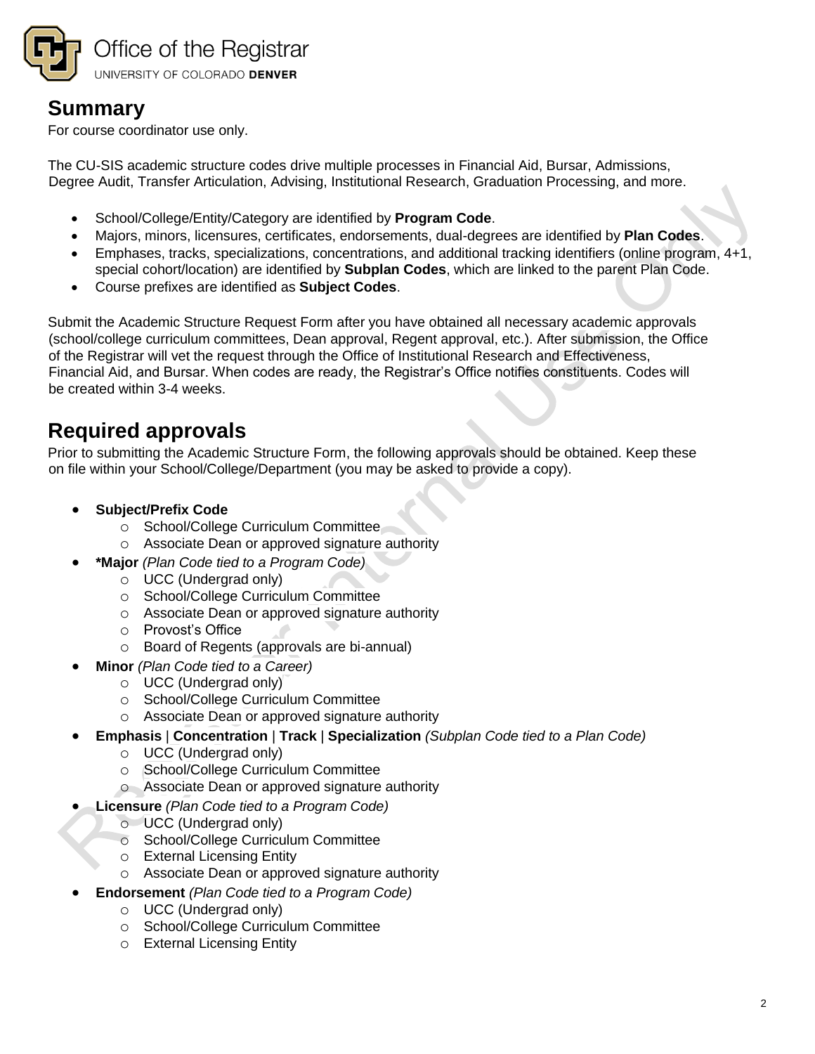## Summary

For course coordinator use only.

The CU-SIS academic structure codes drive multiple processes in Financial Aid, Bursar, Admissions, Degree Audit, Transfer Articulation, Advising, Institutional Research, Graduation Processing, and more.

- School/College/Entity/Category are identified by **Program Code**.
- Majors, minors, licensures, certificates, endorsements, dual-degrees are identified by **Plan Codes**.
- Emphases, tracks, specializations, concentrations, and additional tracking identifiers (online program, 4+1, special cohort/location) are identified by **Subplan Codes**, which are linked to the parent Plan Code.
- Course prefixes are identified as **Subject Codes**.

Submit the Academic Structure Request Form after you have obtained all necessary academic approvals (school/college curriculum committees, Dean approval, Regent approval, etc.). After submission, the Office of the Registrar will vet the request through the Office of Institutional Research and Effectiveness, Financial Aid, and Bursar. When codes are ready, the Registrar's Office notifies constituents. Codes will be created within 3-4 weeks.

## Required approvals

Prior to submitting the Academic Structure Form, the following approvals should be obtained. Keep these on file within your School/College/Department (you may be asked to provide a copy).

- **Subject/Prefix Code**
  - School/College Curriculum Committee
  - Associate Dean or approved signature authority
- **\*Major** *(Plan Code tied to a Program Code)*
  - UCC (Undergrad only)
  - School/College Curriculum Committee
  - Associate Dean or approved signature authority
  - Provost's Office
  - Board of Regents (approvals are bi-annual)
- **Minor** *(Plan Code tied to a Career)*
  - UCC (Undergrad only)
  - School/College Curriculum Committee
  - Associate Dean or approved signature authority
- **Emphasis** | **Concentration** | **Track** | **Specialization** *(Subplan Code tied to a Plan Code)*
  - UCC (Undergrad only)
  - School/College Curriculum Committee
  - Associate Dean or approved signature authority
- **Licensure** *(Plan Code tied to a Program Code)*
  - UCC (Undergrad only)
  - School/College Curriculum Committee
  - External Licensing Entity
  - Associate Dean or approved signature authority
- **Endorsement** *(Plan Code tied to a Program Code)*
  - UCC (Undergrad only)
  - School/College Curriculum Committee
  - External Licensing Entity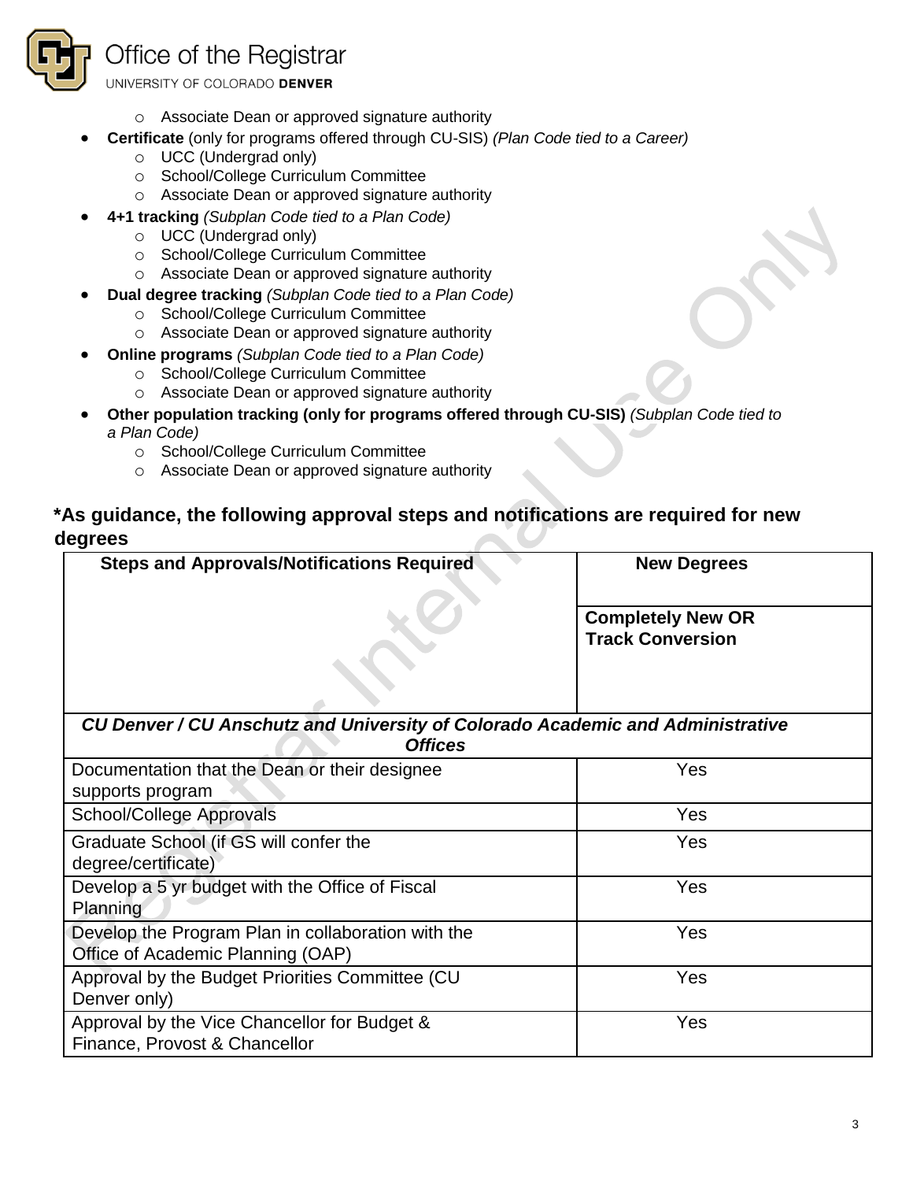- Associate Dean or approved signature authority
- **Certificate** (only for programs offered through CU-SIS) *(Plan Code tied to a Career)*
  - UCC (Undergrad only)
  - School/College Curriculum Committee
  - Associate Dean or approved signature authority
- **4+1 tracking** *(Subplan Code tied to a Plan Code)*
  - UCC (Undergrad only)
  - School/College Curriculum Committee
  - Associate Dean or approved signature authority
- **Dual degree tracking** *(Subplan Code tied to a Plan Code)*
  - School/College Curriculum Committee
  - Associate Dean or approved signature authority
- **Online programs** *(Subplan Code tied to a Plan Code)*
  - School/College Curriculum Committee
  - Associate Dean or approved signature authority
- **Other population tracking (only for programs offered through CU-SIS)** *(Subplan Code tied to a Plan Code)*
  - School/College Curriculum Committee
  - Associate Dean or approved signature authority

### *As guidance, the following approval steps and notifications are required for new degrees

| Steps and Approvals/Notifications Required | New Degrees |
|---|---|
| | **Completely New OR Track Conversion** |
| ***CU Denver / CU Anschutz and University of Colorado Academic and Administrative Offices*** | |
| Documentation that the Dean or their designee supports program | Yes |
| School/College Approvals | Yes |
| Graduate School (if GS will confer the degree/certificate) | Yes |
| Develop a 5 yr budget with the Office of Fiscal Planning | Yes |
| Develop the Program Plan in collaboration with the Office of Academic Planning (OAP) | Yes |
| Approval by the Budget Priorities Committee (CU Denver only) | Yes |
| Approval by the Vice Chancellor for Budget & Finance, Provost & Chancellor | Yes |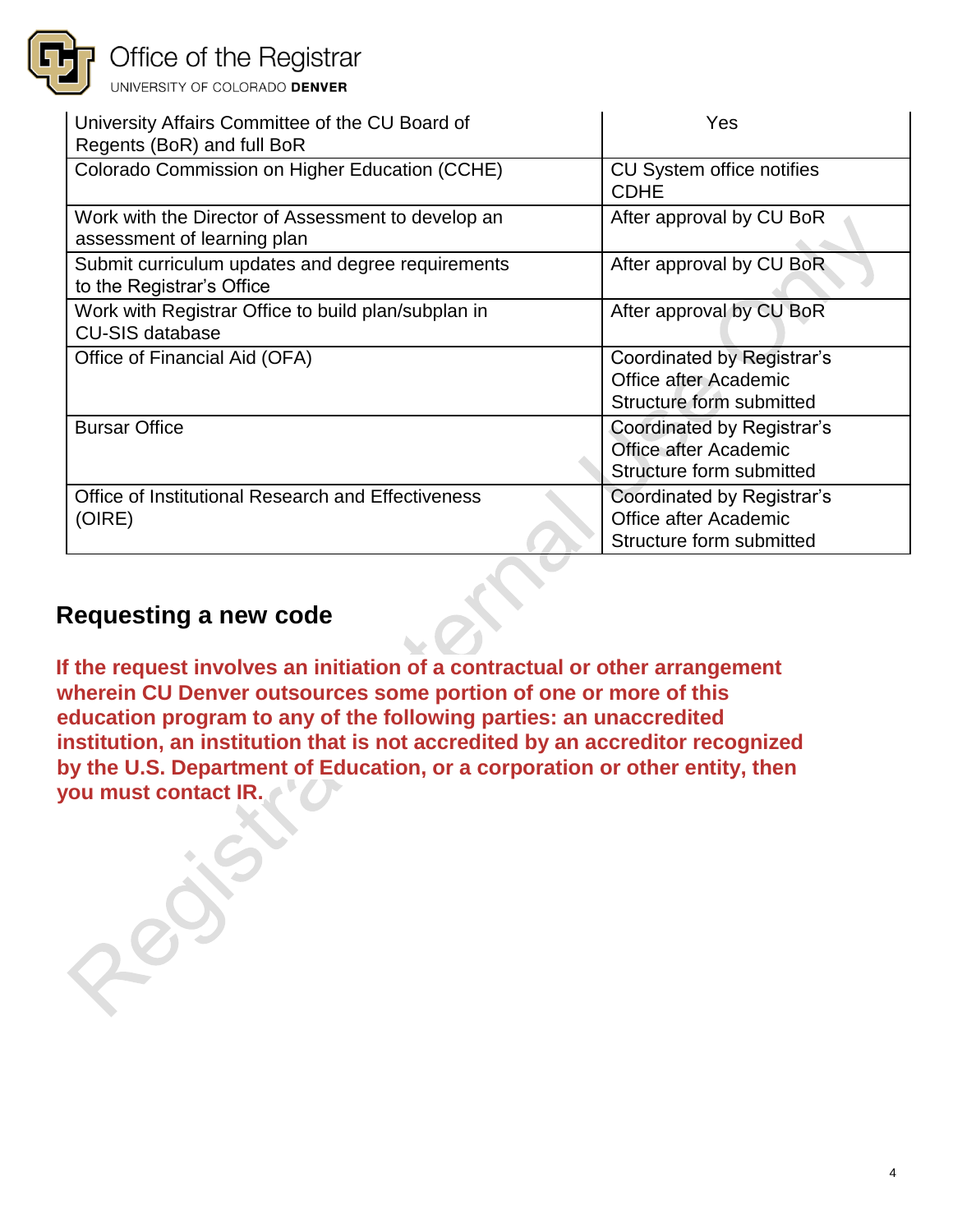| | |
|---|---|
| University Affairs Committee of the CU Board of Regents (BoR) and full BoR | Yes |
| Colorado Commission on Higher Education (CCHE) | CU System office notifies CDHE |
| Work with the Director of Assessment to develop an assessment of learning plan | After approval by CU BoR |
| Submit curriculum updates and degree requirements to the Registrar's Office | After approval by CU BoR |
| Work with Registrar Office to build plan/subplan in CU-SIS database | After approval by CU BoR |
| Office of Financial Aid (OFA) | Coordinated by Registrar's Office after Academic Structure form submitted |
| Bursar Office | Coordinated by Registrar's Office after Academic Structure form submitted |
| Office of Institutional Research and Effectiveness (OIRE) | Coordinated by Registrar's Office after Academic Structure form submitted |

## Requesting a new code

**If the request involves an initiation of a contractual or other arrangement wherein CU Denver outsources some portion of one or more of this education program to any of the following parties: an unaccredited institution, an institution that is not accredited by an accreditor recognized by the U.S. Department of Education, or a corporation or other entity, then you must contact IR.**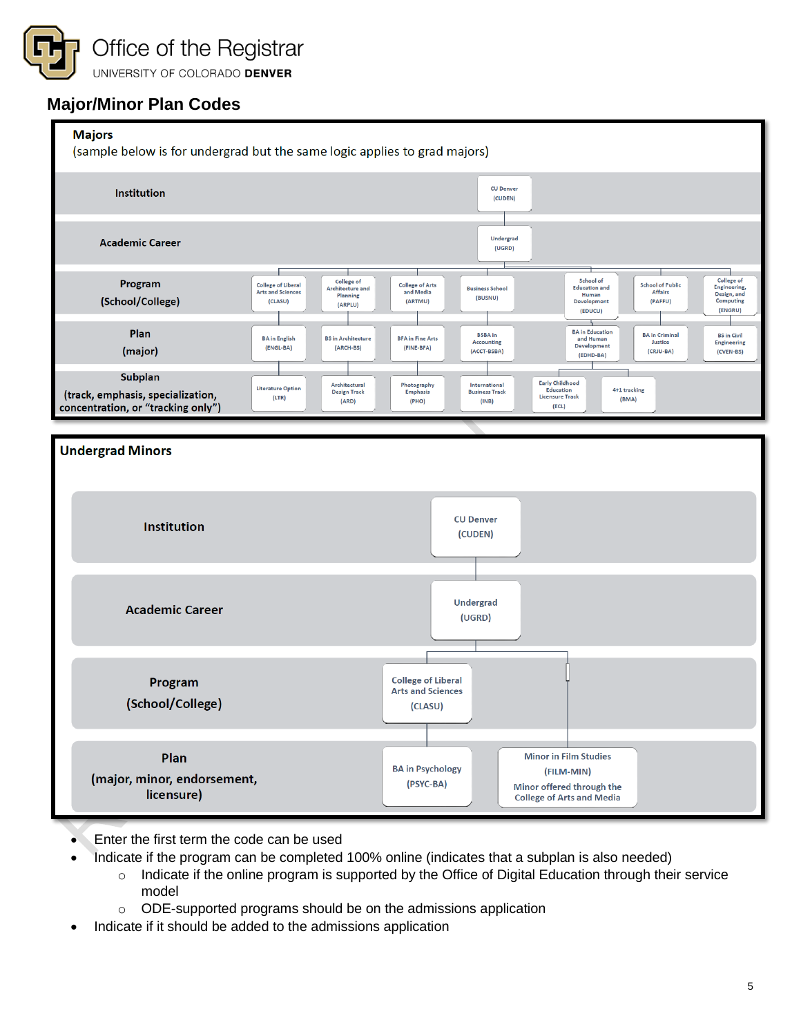Office of the Registrar
UNIVERSITY OF COLORADO **DENVER**

## Major/Minor Plan Codes

**Majors**
(sample below is for undergrad but the same logic applies to grad majors)

Institution
CU Denver (CUDEN)

Academic Career
Undergrad (UGRD)

Program (School/College)
College of Liberal Arts and Sciences (CLASU)
College of Architecture and Planning (ARPLU)
College of Arts and Media (ARTMU)
Business School (BUSNU)
School of Education and Human Development (EDUCU)
School of Public Affairs (PAFFU)
College of Engineering, Design, and Computing (ENGRU)

Plan (major)
BA in English (ENGL-BA)
BS in Architecture (ARCH-BS)
BFA in Fine Arts (FINE-BFA)
BSBA in Accounting (ACCT-BSBA)
BA in Education and Human Development (EDHD-BA)
BA in Criminal Justice (CRJU-BA)
BS in Civil Engineering (CVEN-BS)

Subplan (track, emphasis, specialization, concentration, or "tracking only")
Literature Option (LTR)
Architectural Design Track (ARD)
Photography Emphasis (PHO)
International Business Track (INB)
Early Childhood Education Licensure Track (ECL)
4+1 tracking (BMA)

**Undergrad Minors**

Institution
CU Denver (CUDEN)

Academic Career
Undergrad (UGRD)

Program (School/College)
College of Liberal Arts and Sciences (CLASU)

Plan (major, minor, endorsement, licensure)
BA in Psychology (PSYC-BA)
Minor in Film Studies (FILM-MIN)
Minor offered through the College of Arts and Media

- Enter the first term the code can be used
- Indicate if the program can be completed 100% online (indicates that a subplan is also needed)
  - Indicate if the online program is supported by the Office of Digital Education through their service model
  - ODE-supported programs should be on the admissions application
- Indicate if it should be added to the admissions application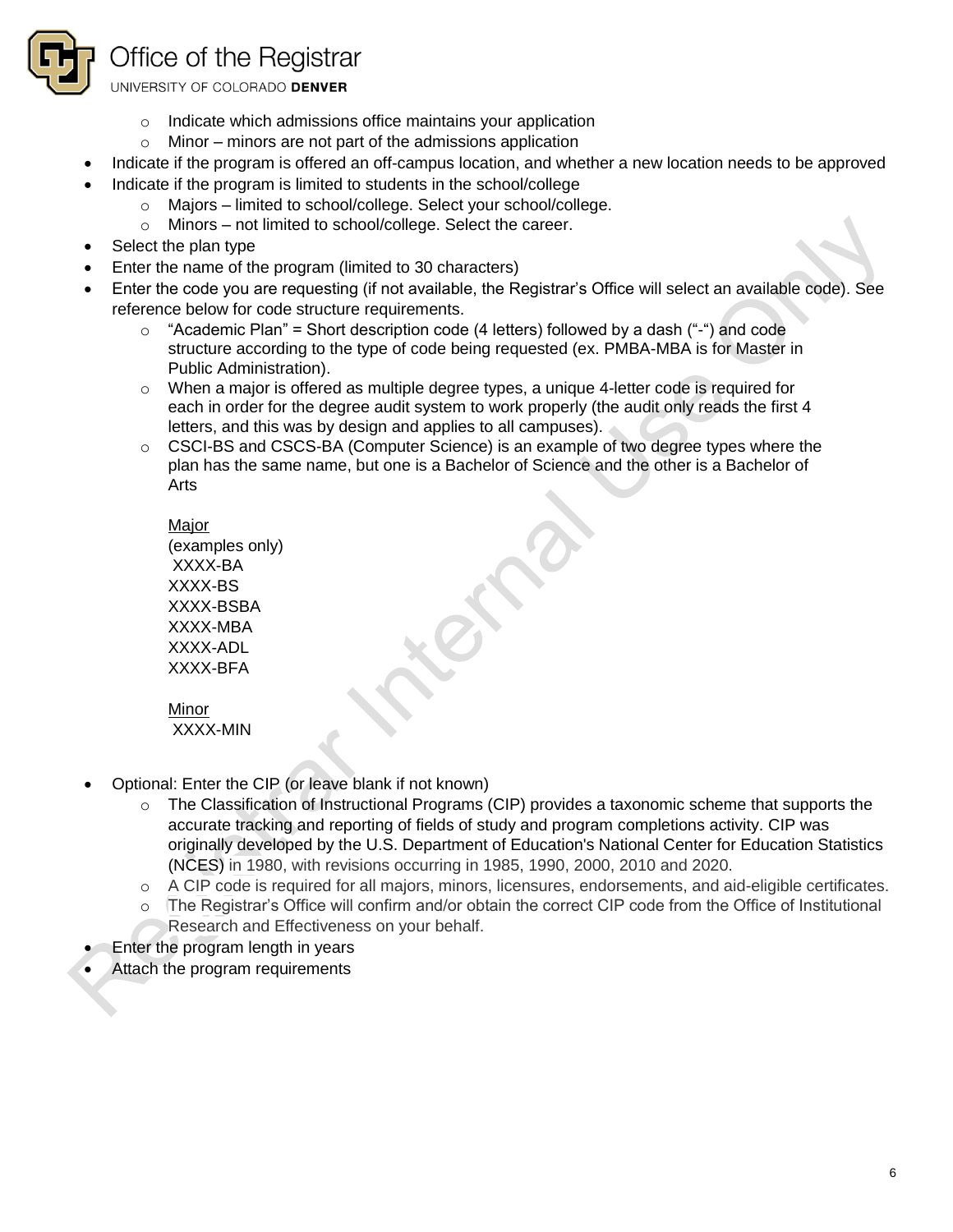- Indicate which admissions office maintains your application
  - Minor – minors are not part of the admissions application
- Indicate if the program is offered an off-campus location, and whether a new location needs to be approved
- Indicate if the program is limited to students in the school/college
  - Majors – limited to school/college. Select your school/college.
  - Minors – not limited to school/college. Select the career.
- Select the plan type
- Enter the name of the program (limited to 30 characters)
- Enter the code you are requesting (if not available, the Registrar's Office will select an available code). See reference below for code structure requirements.
  - "Academic Plan" = Short description code (4 letters) followed by a dash ("-") and code structure according to the type of code being requested (ex. PMBA-MBA is for Master in Public Administration).
  - When a major is offered as multiple degree types, a unique 4-letter code is required for each in order for the degree audit system to work properly (the audit only reads the first 4 letters, and this was by design and applies to all campuses).
  - CSCI-BS and CSCS-BA (Computer Science) is an example of two degree types where the plan has the same name, but one is a Bachelor of Science and the other is a Bachelor of Arts

    <u>Major</u>
    (examples only)
    XXXX-BA
    XXXX-BS
    XXXX-BSBA
    XXXX-MBA
    XXXX-ADL
    XXXX-BFA

    <u>Minor</u>
    XXXX-MIN

- Optional: Enter the CIP (or leave blank if not known)
  - The Classification of Instructional Programs (CIP) provides a taxonomic scheme that supports the accurate tracking and reporting of fields of study and program completions activity. CIP was originally developed by the U.S. Department of Education's National Center for Education Statistics (NCES) in 1980, with revisions occurring in 1985, 1990, 2000, 2010 and 2020.
  - A CIP code is required for all majors, minors, licensures, endorsements, and aid-eligible certificates.
  - The Registrar's Office will confirm and/or obtain the correct CIP code from the Office of Institutional Research and Effectiveness on your behalf.
- Enter the program length in years
- Attach the program requirements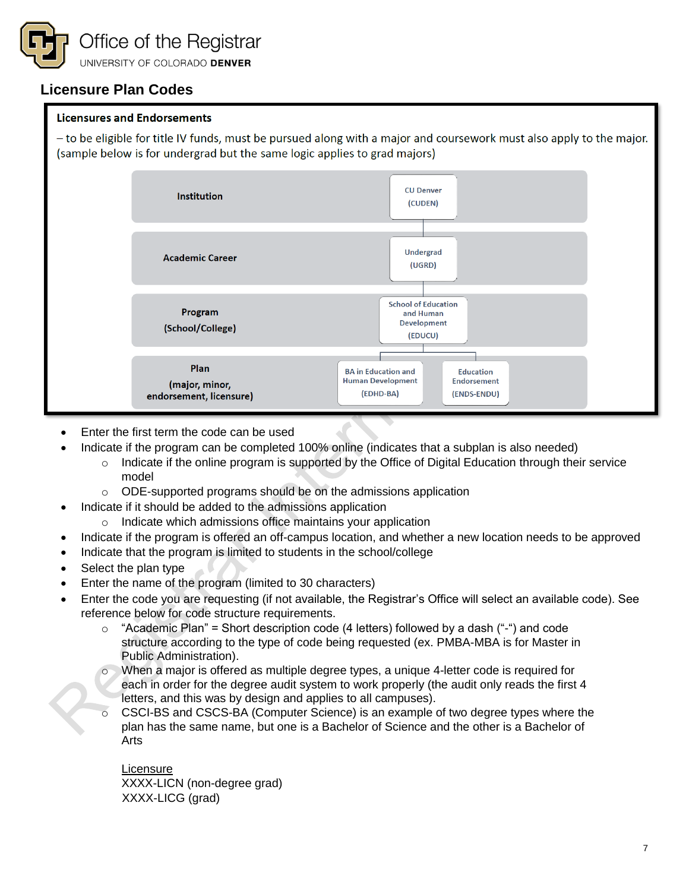## Licensure Plan Codes

**Licensures and Endorsements**

– to be eligible for title IV funds, must be pursued along with a major and coursework must also apply to the major. (sample below is for undergrad but the same logic applies to grad majors)

Institution

CU Denver (CUDEN)

Academic Career

Undergrad (UGRD)

Program (School/College)

School of Education and Human Development (EDUCU)

Plan (major, minor, endorsement, licensure)

BA in Education and Human Development (EDHD-BA)

Education Endorsement (ENDS-ENDU)

- Enter the first term the code can be used
- Indicate if the program can be completed 100% online (indicates that a subplan is also needed)
  - Indicate if the online program is supported by the Office of Digital Education through their service model
  - ODE-supported programs should be on the admissions application
- Indicate if it should be added to the admissions application
  - Indicate which admissions office maintains your application
- Indicate if the program is offered an off-campus location, and whether a new location needs to be approved
- Indicate that the program is limited to students in the school/college
- Select the plan type
- Enter the name of the program (limited to 30 characters)
- Enter the code you are requesting (if not available, the Registrar's Office will select an available code). See reference below for code structure requirements.
  - "Academic Plan" = Short description code (4 letters) followed by a dash ("-") and code structure according to the type of code being requested (ex. PMBA-MBA is for Master in Public Administration).
  - When a major is offered as multiple degree types, a unique 4-letter code is required for each in order for the degree audit system to work properly (the audit only reads the first 4 letters, and this was by design and applies to all campuses).
  - CSCI-BS and CSCS-BA (Computer Science) is an example of two degree types where the plan has the same name, but one is a Bachelor of Science and the other is a Bachelor of Arts

    Licensure
    XXXX-LICN (non-degree grad)
    XXXX-LICG (grad)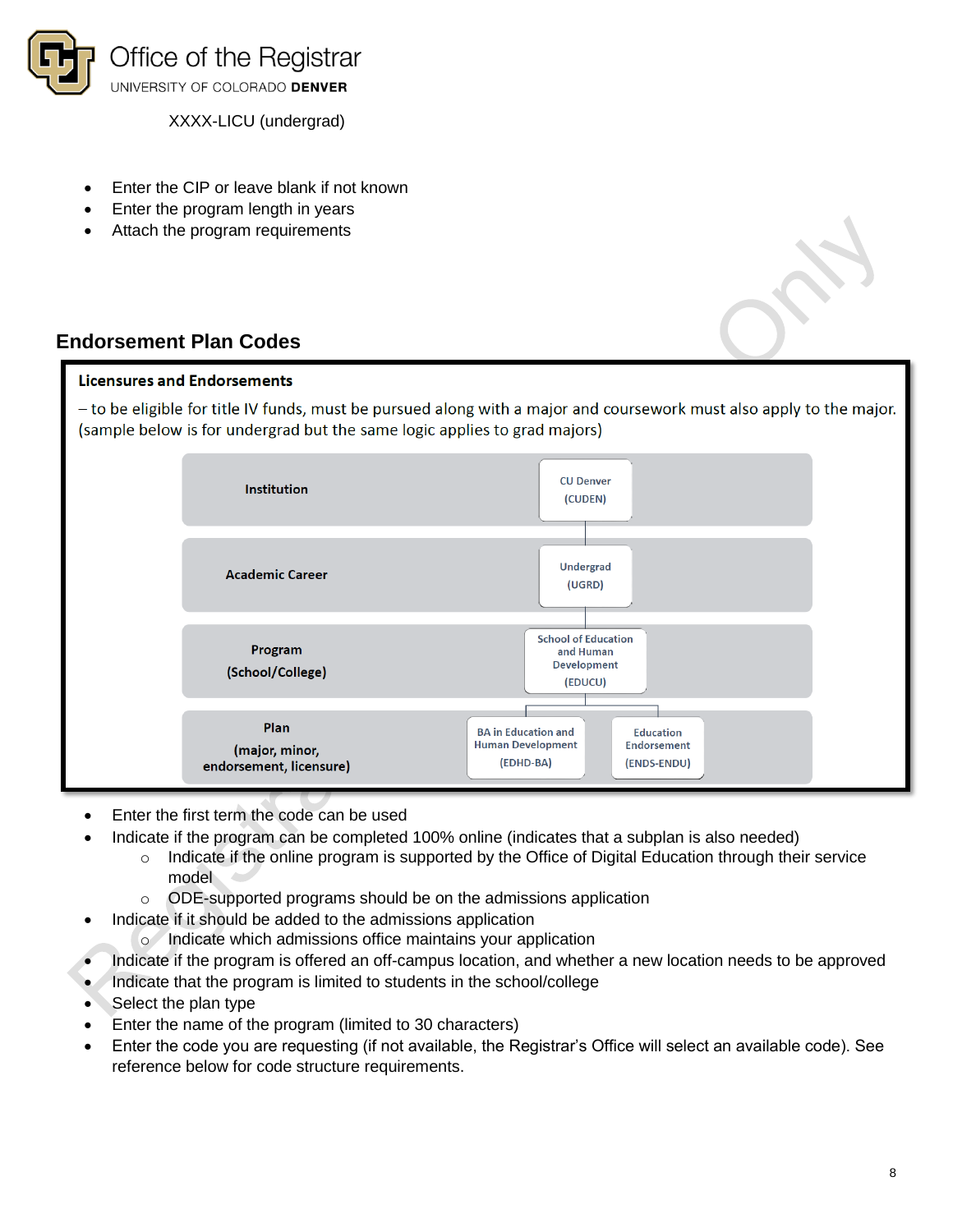XXXX-LICU (undergrad)

- Enter the CIP or leave blank if not known
- Enter the program length in years
- Attach the program requirements

## Endorsement Plan Codes

**Licensures and Endorsements**

– to be eligible for title IV funds, must be pursued along with a major and coursework must also apply to the major. (sample below is for undergrad but the same logic applies to grad majors)

Institution
CU Denver (CUDEN)

Academic Career
Undergrad (UGRD)

Program (School/College)
School of Education and Human Development (EDUCU)

Plan (major, minor, endorsement, licensure)
BA in Education and Human Development (EDHD-BA)
Education Endorsement (ENDS-ENDU)

- Enter the first term the code can be used
- Indicate if the program can be completed 100% online (indicates that a subplan is also needed)
    - Indicate if the online program is supported by the Office of Digital Education through their service model
    - ODE-supported programs should be on the admissions application
- Indicate if it should be added to the admissions application
    - Indicate which admissions office maintains your application
- Indicate if the program is offered an off-campus location, and whether a new location needs to be approved
- Indicate that the program is limited to students in the school/college
- Select the plan type
- Enter the name of the program (limited to 30 characters)
- Enter the code you are requesting (if not available, the Registrar's Office will select an available code). See reference below for code structure requirements.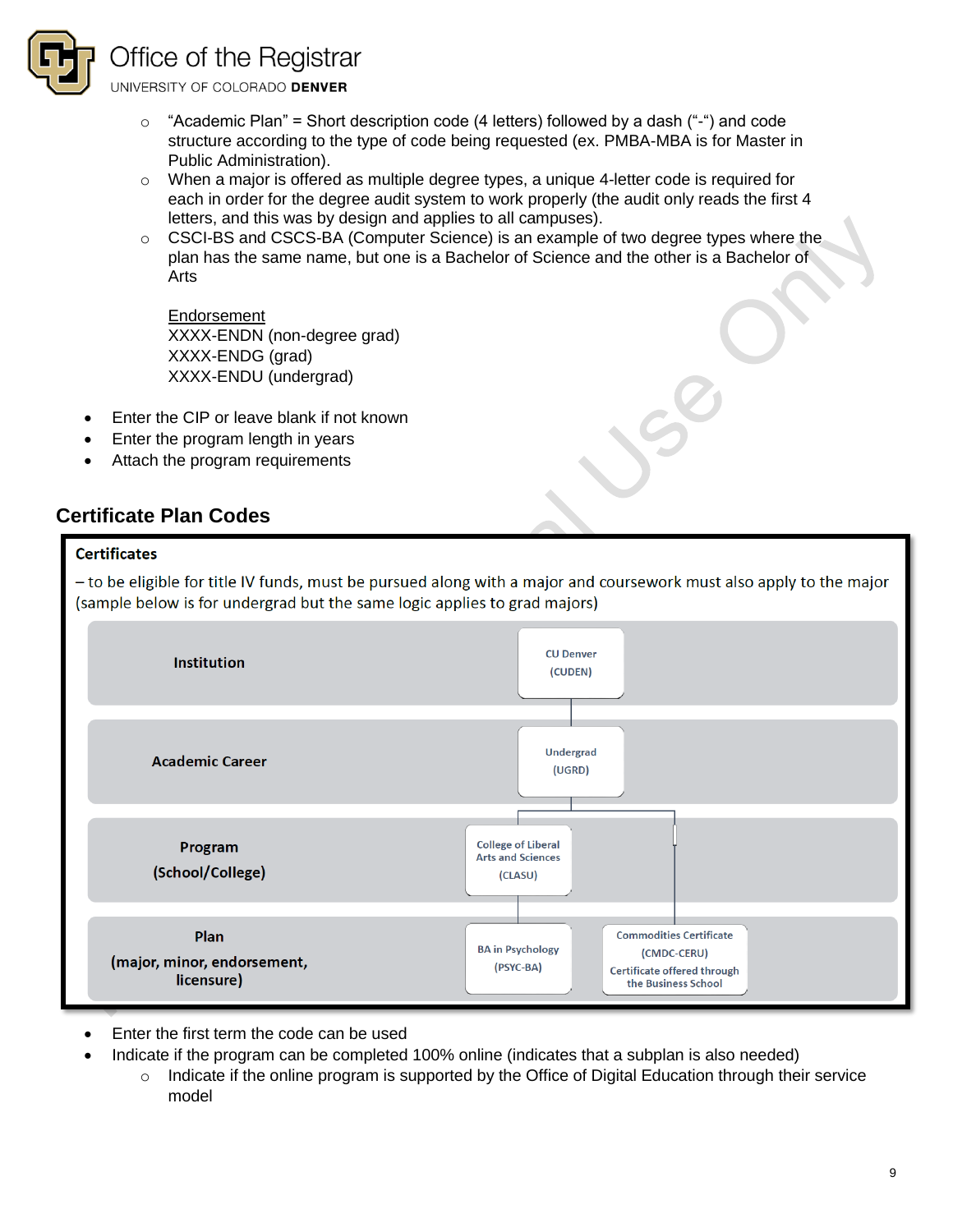- "Academic Plan" = Short description code (4 letters) followed by a dash ("-") and code structure according to the type of code being requested (ex. PMBA-MBA is for Master in Public Administration).
- When a major is offered as multiple degree types, a unique 4-letter code is required for each in order for the degree audit system to work properly (the audit only reads the first 4 letters, and this was by design and applies to all campuses).
- CSCI-BS and CSCS-BA (Computer Science) is an example of two degree types where the plan has the same name, but one is a Bachelor of Science and the other is a Bachelor of Arts

  Endorsement
  XXXX-ENDN (non-degree grad)
  XXXX-ENDG (grad)
  XXXX-ENDU (undergrad)

- Enter the CIP or leave blank if not known
- Enter the program length in years
- Attach the program requirements

## Certificate Plan Codes

**Certificates**

– to be eligible for title IV funds, must be pursued along with a major and coursework must also apply to the major (sample below is for undergrad but the same logic applies to grad majors)

Institution
CU Denver (CUDEN)

Academic Career
Undergrad (UGRD)

Program (School/College)
College of Liberal Arts and Sciences (CLASU)

Plan (major, minor, endorsement, licensure)
BA in Psychology (PSYC-BA)
Commodities Certificate (CMDC-CERU) Certificate offered through the Business School

- Enter the first term the code can be used
- Indicate if the program can be completed 100% online (indicates that a subplan is also needed)
  - Indicate if the online program is supported by the Office of Digital Education through their service model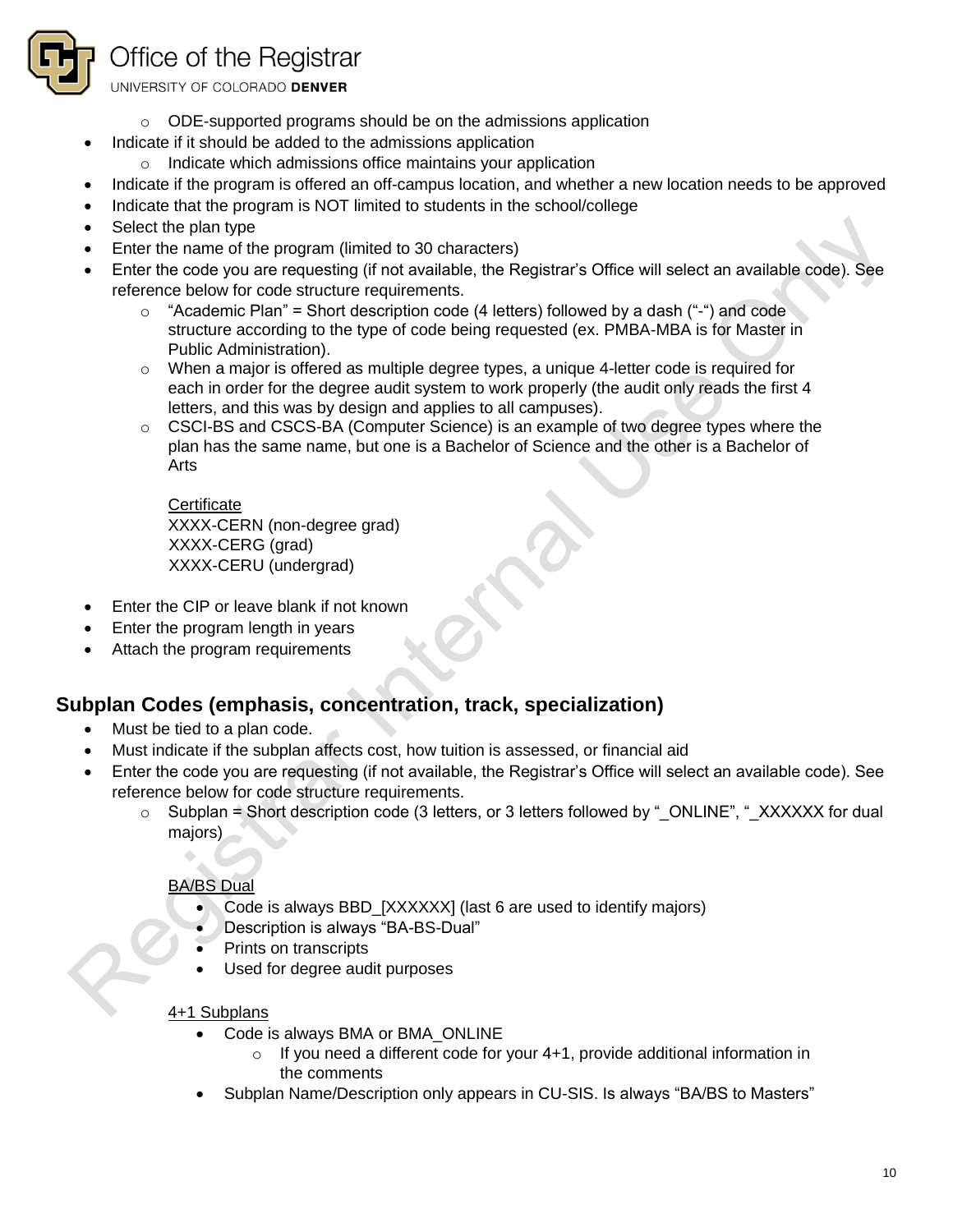- ODE-supported programs should be on the admissions application
- Indicate if it should be added to the admissions application
    - Indicate which admissions office maintains your application
- Indicate if the program is offered an off-campus location, and whether a new location needs to be approved
- Indicate that the program is NOT limited to students in the school/college
- Select the plan type
- Enter the name of the program (limited to 30 characters)
- Enter the code you are requesting (if not available, the Registrar's Office will select an available code). See reference below for code structure requirements.
    - "Academic Plan" = Short description code (4 letters) followed by a dash ("-") and code structure according to the type of code being requested (ex. PMBA-MBA is for Master in Public Administration).
    - When a major is offered as multiple degree types, a unique 4-letter code is required for each in order for the degree audit system to work properly (the audit only reads the first 4 letters, and this was by design and applies to all campuses).
    - CSCI-BS and CSCS-BA (Computer Science) is an example of two degree types where the plan has the same name, but one is a Bachelor of Science and the other is a Bachelor of Arts

      Certificate
      XXXX-CERN (non-degree grad)
      XXXX-CERG (grad)
      XXXX-CERU (undergrad)

- Enter the CIP or leave blank if not known
- Enter the program length in years
- Attach the program requirements

## Subplan Codes (emphasis, concentration, track, specialization)

- Must be tied to a plan code.
- Must indicate if the subplan affects cost, how tuition is assessed, or financial aid
- Enter the code you are requesting (if not available, the Registrar's Office will select an available code). See reference below for code structure requirements.
    - Subplan = Short description code (3 letters, or 3 letters followed by "_ONLINE", "_XXXXXX for dual majors)

      BA/BS Dual
        - Code is always BBD_[XXXXXX] (last 6 are used to identify majors)
        - Description is always "BA-BS-Dual"
        - Prints on transcripts
        - Used for degree audit purposes

      4+1 Subplans
        - Code is always BMA or BMA_ONLINE
            - If you need a different code for your 4+1, provide additional information in the comments
        - Subplan Name/Description only appears in CU-SIS. Is always "BA/BS to Masters"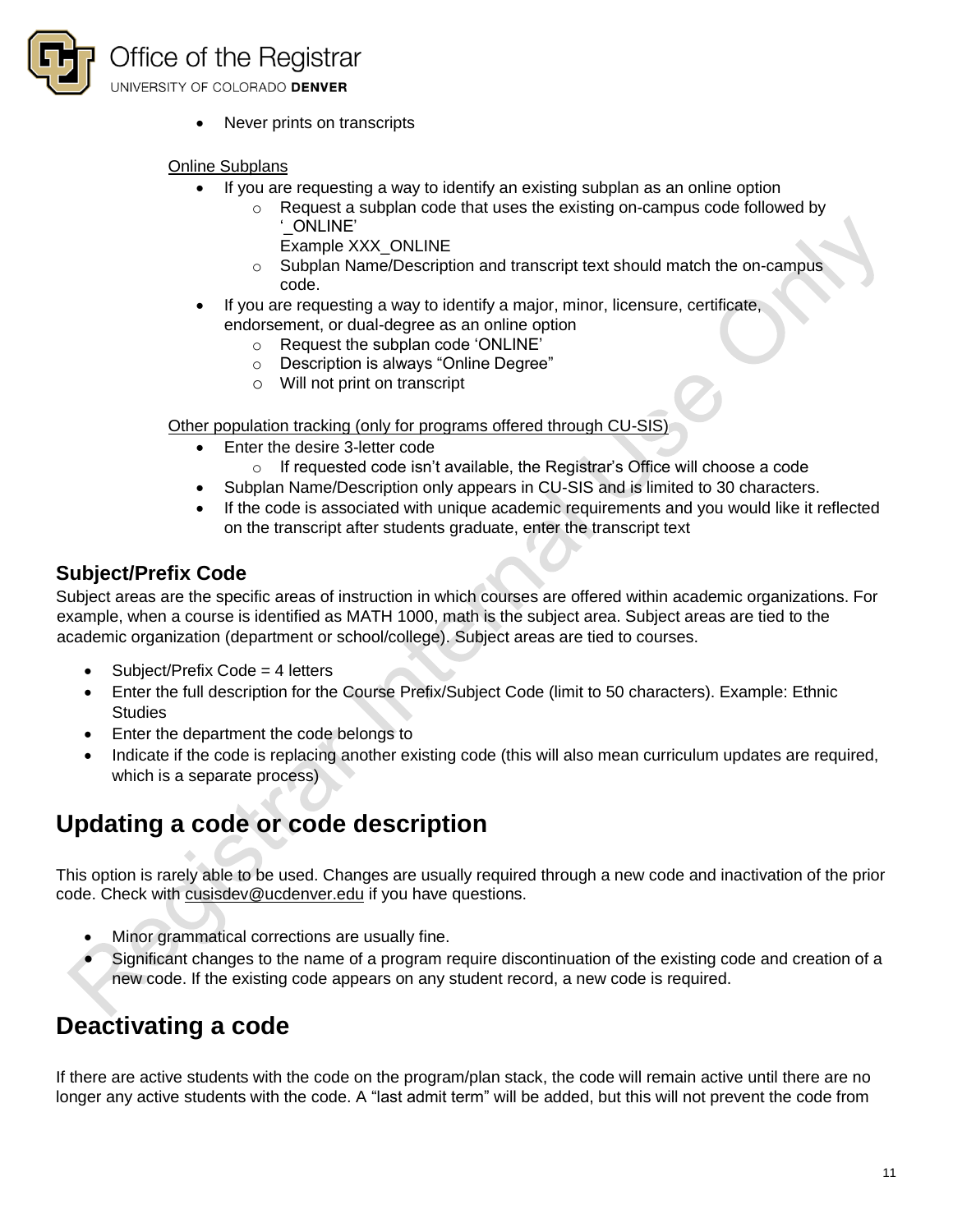- Never prints on transcripts

Online Subplans

- If you are requesting a way to identify an existing subplan as an online option
  - Request a subplan code that uses the existing on-campus code followed by '_ONLINE'
    Example XXX_ONLINE
  - Subplan Name/Description and transcript text should match the on-campus code.
- If you are requesting a way to identify a major, minor, licensure, certificate, endorsement, or dual-degree as an online option
  - Request the subplan code 'ONLINE'
  - Description is always "Online Degree"
  - Will not print on transcript

Other population tracking (only for programs offered through CU-SIS)

- Enter the desire 3-letter code
  - If requested code isn't available, the Registrar's Office will choose a code
- Subplan Name/Description only appears in CU-SIS and is limited to 30 characters.
- If the code is associated with unique academic requirements and you would like it reflected on the transcript after students graduate, enter the transcript text

### Subject/Prefix Code

Subject areas are the specific areas of instruction in which courses are offered within academic organizations. For example, when a course is identified as MATH 1000, math is the subject area. Subject areas are tied to the academic organization (department or school/college). Subject areas are tied to courses.

- Subject/Prefix Code = 4 letters
- Enter the full description for the Course Prefix/Subject Code (limit to 50 characters). Example: Ethnic Studies
- Enter the department the code belongs to
- Indicate if the code is replacing another existing code (this will also mean curriculum updates are required, which is a separate process)

## Updating a code or code description

This option is rarely able to be used. Changes are usually required through a new code and inactivation of the prior code. Check with cusisdev@ucdenver.edu if you have questions.

- Minor grammatical corrections are usually fine.
- Significant changes to the name of a program require discontinuation of the existing code and creation of a new code. If the existing code appears on any student record, a new code is required.

## Deactivating a code

If there are active students with the code on the program/plan stack, the code will remain active until there are no longer any active students with the code. A "last admit term" will be added, but this will not prevent the code from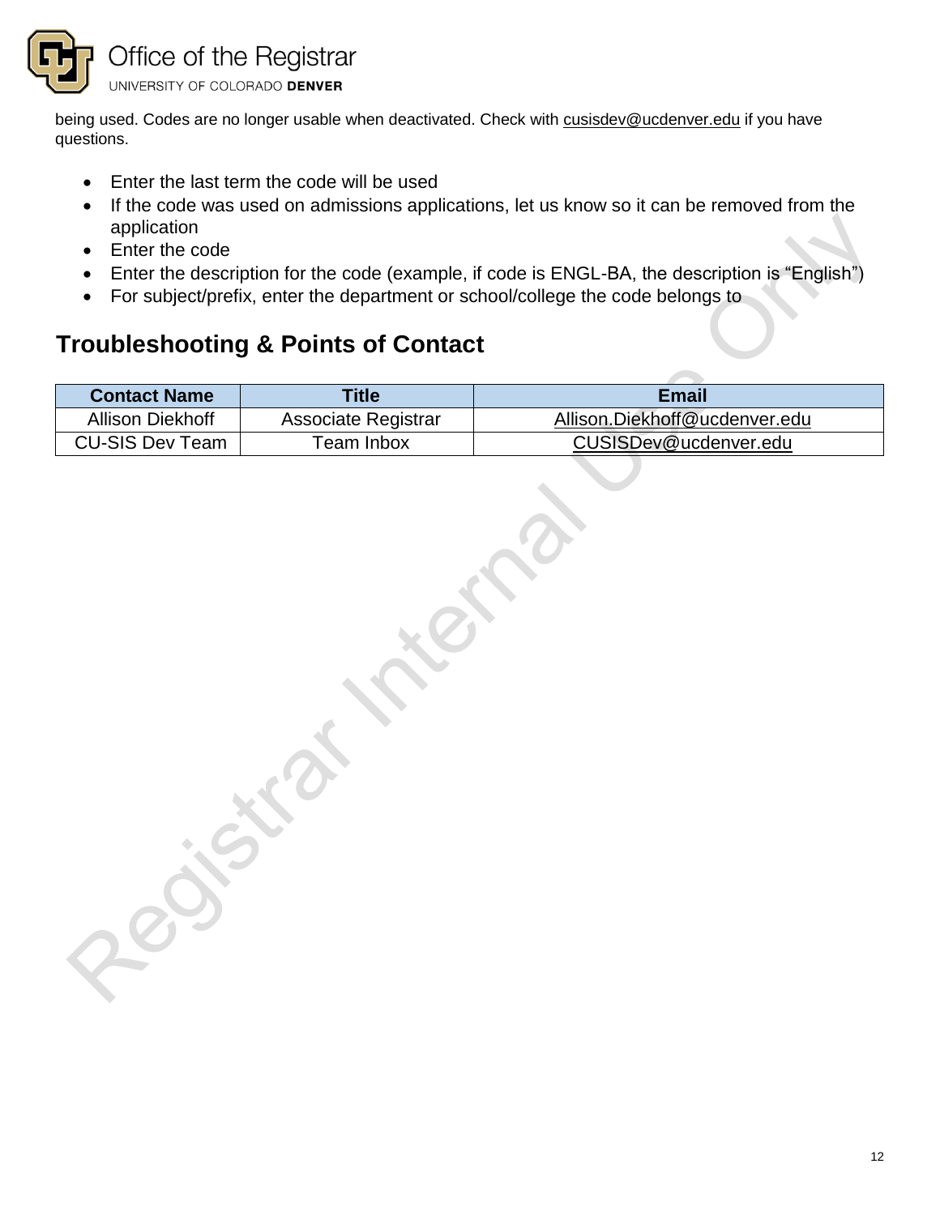being used. Codes are no longer usable when deactivated. Check with cusisdev@ucdenver.edu if you have questions.

- Enter the last term the code will be used
- If the code was used on admissions applications, let us know so it can be removed from the application
- Enter the code
- Enter the description for the code (example, if code is ENGL-BA, the description is “English”)
- For subject/prefix, enter the department or school/college the code belongs to

## Troubleshooting & Points of Contact

| Contact Name | Title | Email |
|---|---|---|
| Allison Diekhoff | Associate Registrar | Allison.Diekhoff@ucdenver.edu |
| CU-SIS Dev Team | Team Inbox | CUSISDev@ucdenver.edu |